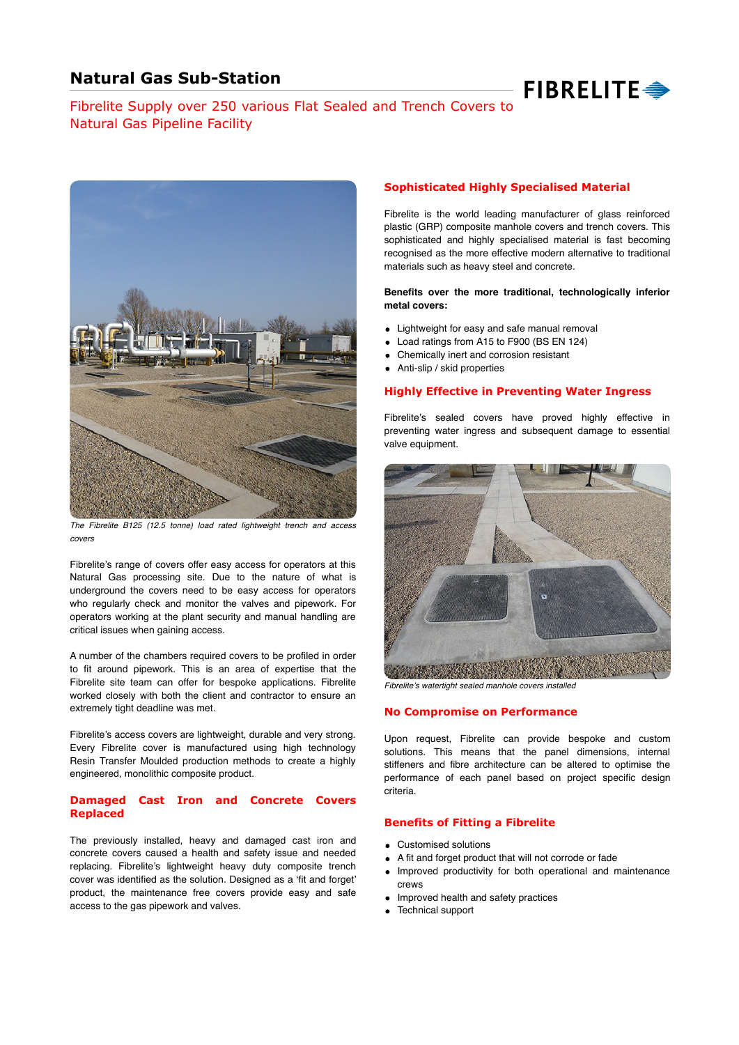# Natural Gas Sub-Station

## Fibrelite Supply over 250 various Flat Sealed and Trench Covers to Natural Gas Pipeline Facility

FIBRELITE

*The Fibrelite B125 (12.5 tonne) load rated lightweight trench and access covers*

Fibrelite's range of covers offer easy access for operators at this Natural Gas processing site. Due to the nature of what is underground the covers need to be easy access for operators who regularly check and monitor the valves and pipework. For operators working at the plant security and manual handling are critical issues when gaining access.

A number of the chambers required covers to be profiled in order to fit around pipework. This is an area of expertise that the Fibrelite site team can offer for bespoke applications. Fibrelite worked closely with both the client and contractor to ensure an extremely tight deadline was met.

Fibrelite's access covers are lightweight, durable and very strong. Every Fibrelite cover is manufactured using high technology Resin Transfer Moulded production methods to create a highly engineered, monolithic composite product.

### Damaged Cast Iron and Concrete Covers Replaced

The previously installed, heavy and damaged cast iron and concrete covers caused a health and safety issue and needed replacing. Fibrelite's lightweight heavy duty composite trench cover was identified as the solution. Designed as a 'fit and forget' product, the maintenance free covers provide easy and safe access to the gas pipework and valves.

### Sophisticated Highly Specialised Material

Fibrelite is the world leading manufacturer of glass reinforced plastic (GRP) composite manhole covers and trench covers. This sophisticated and highly specialised material is fast becoming recognised as the more effective modern alternative to traditional materials such as heavy steel and concrete.

**Benefits over the more traditional, technologically inferior metal covers:**

- Lightweight for easy and safe manual removal
- Load ratings from A15 to F900 (BS EN 124)
- Chemically inert and corrosion resistant
- Anti-slip / skid properties

### Highly Effective in Preventing Water Ingress

Fibrelite's sealed covers have proved highly effective in preventing water ingress and subsequent damage to essential valve equipment.

*Fibrelite's watertight sealed manhole covers installed*

### No Compromise on Performance

Upon request, Fibrelite can provide bespoke and custom solutions. This means that the panel dimensions, internal stiffeners and fibre architecture can be altered to optimise the performance of each panel based on project specific design criteria.

### Benefits of Fitting a Fibrelite

- Customised solutions
- A fit and forget product that will not corrode or fade
- Improved productivity for both operational and maintenance crews
- Improved health and safety practices
- Technical support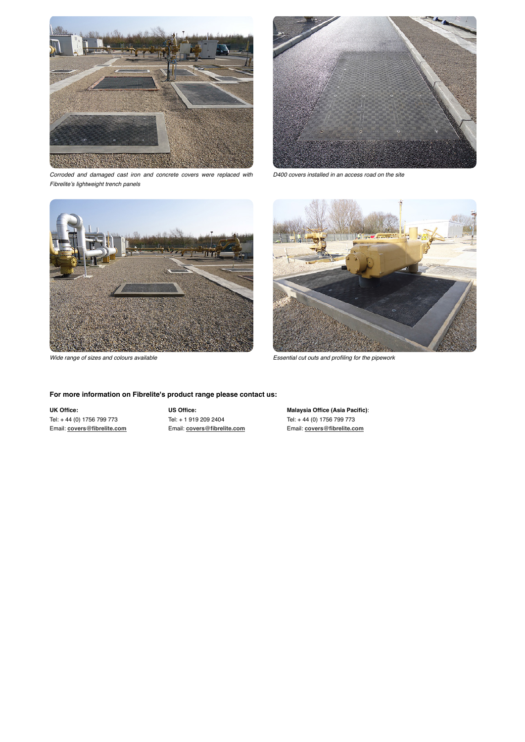*Corroded and damaged cast iron and concrete covers were replaced with Fibrelite's lightweight trench panels*

*D400 covers installed in an access road on the site*

*Wide range of sizes and colours available*

*Essential cut outs and profiling for the pipework*

**For more information on Fibrelite's product range please contact us:**

**UK Office:**
Tel: + 44 (0) 1756 799 773
Email: **covers@fibrelite.com**

**US Office:**
Tel: + 1 919 209 2404
Email: **covers@fibrelite.com**

**Malaysia Office (Asia Pacific)**:
Tel: + 44 (0) 1756 799 773
Email: **covers@fibrelite.com**